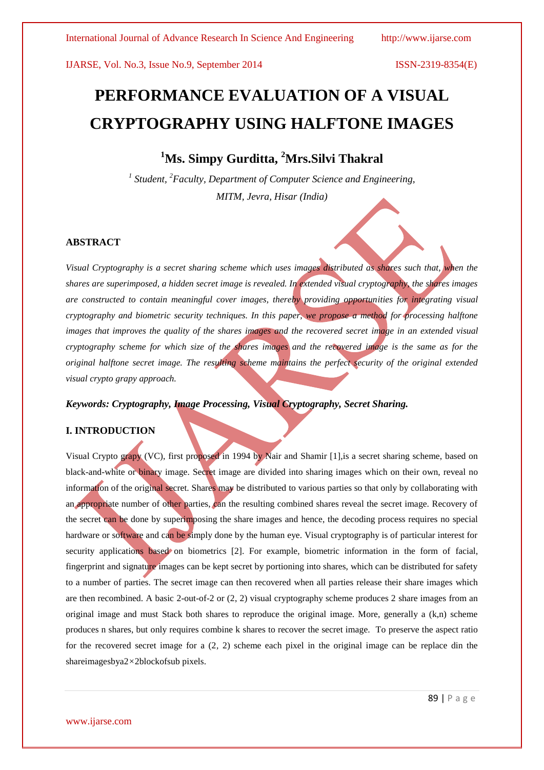# PERFORMANCE EVALUATION OF A VISUAL CRYPTOGRAPHY USING HALFTONE IMAGES

## [1]Ms. Simpy Gurditta, [2]Mrs.Silvi Thakral

*[1] Student, [2]Faculty, Department of Computer Science and Engineering, MITM, Jevra, Hisar (India)*

### ABSTRACT

*Visual Cryptography is a secret sharing scheme which uses images distributed as shares such that, when the shares are superimposed, a hidden secret image is revealed. In extended visual cryptography, the shares images are constructed to contain meaningful cover images, thereby providing opportunities for integrating visual cryptography and biometric security techniques. In this paper, we propose a method for processing halftone images that improves the quality of the shares images and the recovered secret image in an extended visual cryptography scheme for which size of the shares images and the recovered image is the same as for the original halftone secret image. The resulting scheme maintains the perfect security of the original extended visual crypto grapy approach.*

***Keywords: Cryptography, Image Processing, Visual Cryptography, Secret Sharing.***

### I. INTRODUCTION

Visual Crypto grapy (VC), first proposed in 1994 by Nair and Shamir [1],is a secret sharing scheme, based on black-and-white or binary image. Secret image are divided into sharing images which on their own, reveal no information of the original secret. Shares may be distributed to various parties so that only by collaborating with an appropriate number of other parties, can the resulting combined shares reveal the secret image. Recovery of the secret can be done by superimposing the share images and hence, the decoding process requires no special hardware or software and can be simply done by the human eye. Visual cryptography is of particular interest for security applications based on biometrics [2]. For example, biometric information in the form of facial, fingerprint and signature images can be kept secret by portioning into shares, which can be distributed for safety to a number of parties. The secret image can then recovered when all parties release their share images which are then recombined. A basic 2-out-of-2 or (2, 2) visual cryptography scheme produces 2 share images from an original image and must Stack both shares to reproduce the original image. More, generally a (k,n) scheme produces n shares, but only requires combine k shares to recover the secret image. To preserve the aspect ratio for the recovered secret image for a (2, 2) scheme each pixel in the original image can be replace din the shareimagesbya2×2blockofsub pixels.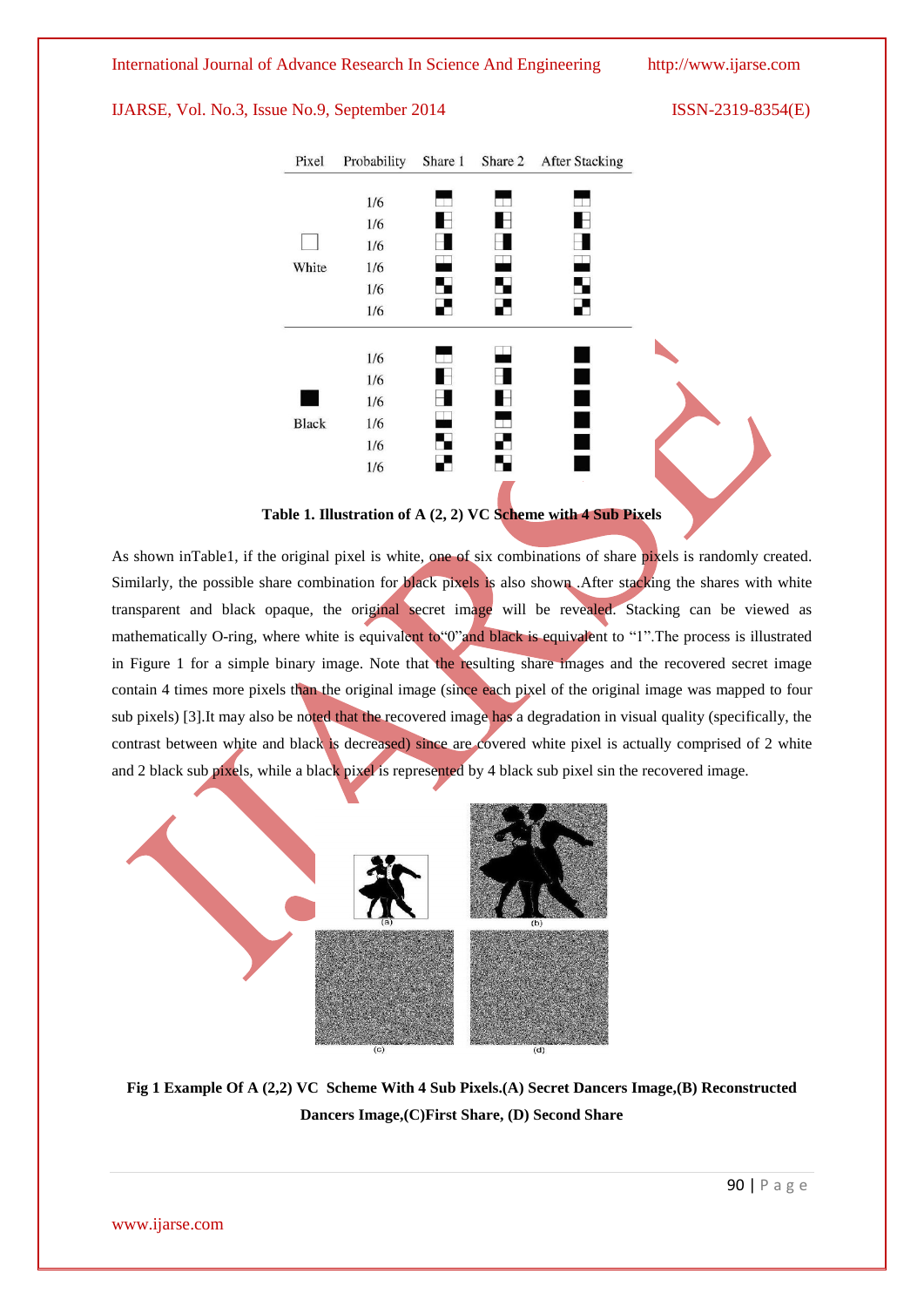| Pixel | Probability | Share 1 | Share 2 | After Stacking |
|---|---|---|---|---|
| White | 1/6 | | | |
| | 1/6 | | | |
| | 1/6 | | | |
| | 1/6 | | | |
| | 1/6 | | | |
| | 1/6 | | | |
| Black | 1/6 | | | |
| | 1/6 | | | |
| | 1/6 | | | |
| | 1/6 | | | |
| | 1/6 | | | |
| | 1/6 | | | |

**Table 1. Illustration of A (2, 2) VC Scheme with 4 Sub Pixels**

As shown inTable1, if the original pixel is white, one of six combinations of share pixels is randomly created. Similarly, the possible share combination for black pixels is also shown .After stacking the shares with white transparent and black opaque, the original secret image will be revealed. Stacking can be viewed as mathematically O-ring, where white is equivalent to"0"and black is equivalent to "1".The process is illustrated in Figure 1 for a simple binary image. Note that the resulting share images and the recovered secret image contain 4 times more pixels than the original image (since each pixel of the original image was mapped to four sub pixels) [3].It may also be noted that the recovered image has a degradation in visual quality (specifically, the contrast between white and black is decreased) since are covered white pixel is actually comprised of 2 white and 2 black sub pixels, while a black pixel is represented by 4 black sub pixel sin the recovered image.

**Fig 1 Example Of A (2,2) VC Scheme With 4 Sub Pixels.(A) Secret Dancers Image,(B) Reconstructed Dancers Image,(C)First Share, (D) Second Share**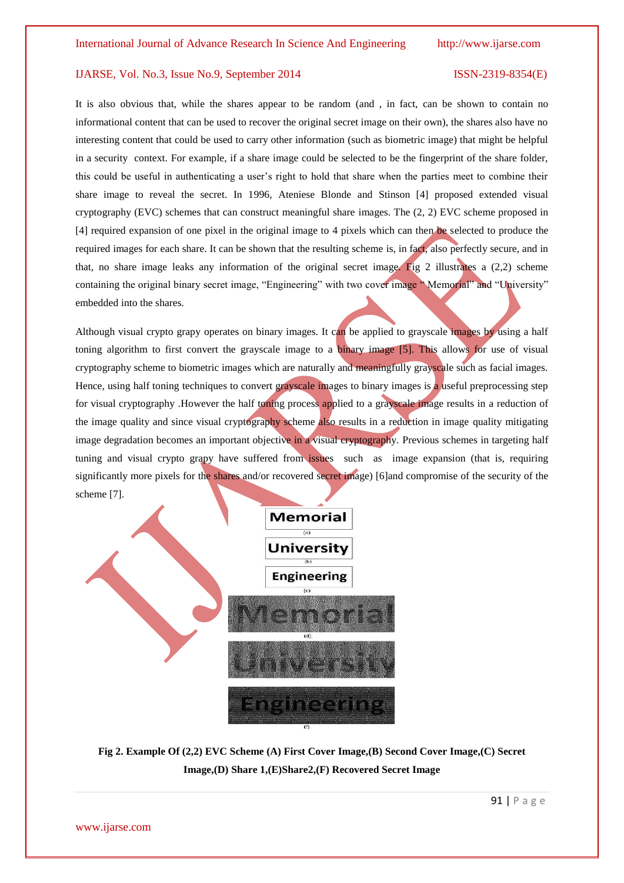It is also obvious that, while the shares appear to be random (and , in fact, can be shown to contain no informational content that can be used to recover the original secret image on their own), the shares also have no interesting content that could be used to carry other information (such as biometric image) that might be helpful in a security context. For example, if a share image could be selected to be the fingerprint of the share folder, this could be useful in authenticating a user's right to hold that share when the parties meet to combine their share image to reveal the secret. In 1996, Ateniese Blonde and Stinson [4] proposed extended visual cryptography (EVC) schemes that can construct meaningful share images. The (2, 2) EVC scheme proposed in [4] required expansion of one pixel in the original image to 4 pixels which can then be selected to produce the required images for each share. It can be shown that the resulting scheme is, in fact, also perfectly secure, and in that, no share image leaks any information of the original secret image. Fig 2 illustrates a (2,2) scheme containing the original binary secret image, "Engineering" with two cover image " Memorial" and "University" embedded into the shares.

Although visual crypto grapy operates on binary images. It can be applied to grayscale images by using a half toning algorithm to first convert the grayscale image to a binary image [5]. This allows for use of visual cryptography scheme to biometric images which are naturally and meaningfully grayscale such as facial images. Hence, using half toning techniques to convert grayscale images to binary images is a useful preprocessing step for visual cryptography .However the half toning process applied to a grayscale image results in a reduction of the image quality and since visual cryptography scheme also results in a reduction in image quality mitigating image degradation becomes an important objective in a visual cryptography. Previous schemes in targeting half tuning and visual crypto grapy have suffered from issues such as image expansion (that is, requiring significantly more pixels for the shares and/or recovered secret image) [6]and compromise of the security of the scheme [7].

**Fig 2. Example Of (2,2) EVC Scheme (A) First Cover Image,(B) Second Cover Image,(C) Secret Image,(D) Share 1,(E)Share2,(F) Recovered Secret Image**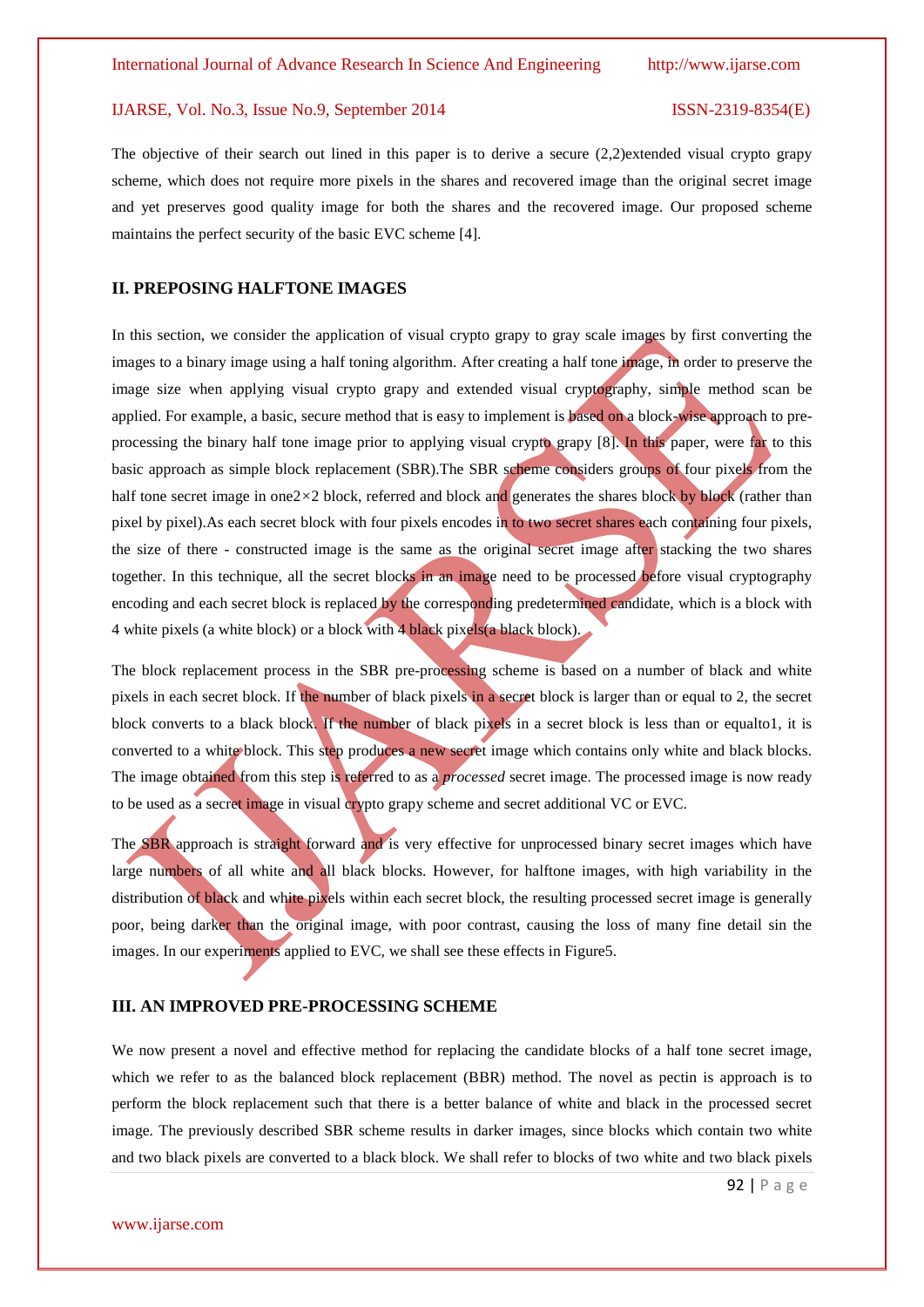The objective of their search out lined in this paper is to derive a secure (2,2)extended visual crypto grapy scheme, which does not require more pixels in the shares and recovered image than the original secret image and yet preserves good quality image for both the shares and the recovered image. Our proposed scheme maintains the perfect security of the basic EVC scheme [4].

## II. PREPOSING HALFTONE IMAGES

In this section, we consider the application of visual crypto grapy to gray scale images by first converting the images to a binary image using a half toning algorithm. After creating a half tone image, in order to preserve the image size when applying visual crypto grapy and extended visual cryptography, simple method scan be applied. For example, a basic, secure method that is easy to implement is based on a block-wise approach to pre-processing the binary half tone image prior to applying visual crypto grapy [8]. In this paper, were far to this basic approach as simple block replacement (SBR).The SBR scheme considers groups of four pixels from the half tone secret image in one2×2 block, referred and block and generates the shares block by block (rather than pixel by pixel).As each secret block with four pixels encodes in to two secret shares each containing four pixels, the size of there - constructed image is the same as the original secret image after stacking the two shares together. In this technique, all the secret blocks in an image need to be processed before visual cryptography encoding and each secret block is replaced by the corresponding predetermined candidate, which is a block with 4 white pixels (a white block) or a block with 4 black pixels(a black block).

The block replacement process in the SBR pre-processing scheme is based on a number of black and white pixels in each secret block. If the number of black pixels in a secret block is larger than or equal to 2, the secret block converts to a black block. If the number of black pixels in a secret block is less than or equalto1, it is converted to a white block. This step produces a new secret image which contains only white and black blocks. The image obtained from this step is referred to as a *processed* secret image. The processed image is now ready to be used as a secret image in visual crypto grapy scheme and secret additional VC or EVC.

The SBR approach is straight forward and is very effective for unprocessed binary secret images which have large numbers of all white and all black blocks. However, for halftone images, with high variability in the distribution of black and white pixels within each secret block, the resulting processed secret image is generally poor, being darker than the original image, with poor contrast, causing the loss of many fine detail sin the images. In our experiments applied to EVC, we shall see these effects in Figure5.

## III. AN IMPROVED PRE-PROCESSING SCHEME

We now present a novel and effective method for replacing the candidate blocks of a half tone secret image, which we refer to as the balanced block replacement (BBR) method. The novel as pectin is approach is to perform the block replacement such that there is a better balance of white and black in the processed secret image. The previously described SBR scheme results in darker images, since blocks which contain two white and two black pixels are converted to a black block. We shall refer to blocks of two white and two black pixels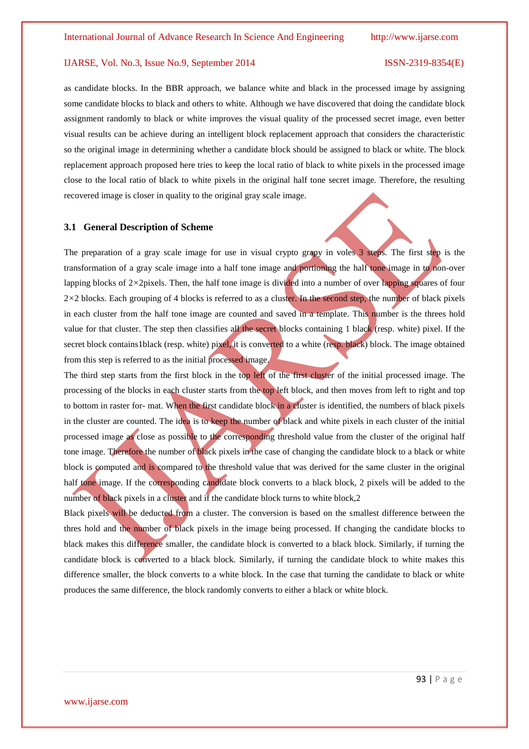as candidate blocks. In the BBR approach, we balance white and black in the processed image by assigning some candidate blocks to black and others to white. Although we have discovered that doing the candidate block assignment randomly to black or white improves the visual quality of the processed secret image, even better visual results can be achieve during an intelligent block replacement approach that considers the characteristic so the original image in determining whether a candidate block should be assigned to black or white. The block replacement approach proposed here tries to keep the local ratio of black to white pixels in the processed image close to the local ratio of black to white pixels in the original half tone secret image. Therefore, the resulting recovered image is closer in quality to the original gray scale image.

### 3.1 General Description of Scheme

The preparation of a gray scale image for use in visual crypto grapy in voles 3 steps. The first step is the transformation of a gray scale image into a half tone image and portioning the half tone image in to non-over lapping blocks of 2×2pixels. Then, the half tone image is divided into a number of over lapping squares of four 2×2 blocks. Each grouping of 4 blocks is referred to as a cluster. In the second step, the number of black pixels in each cluster from the half tone image are counted and saved in a template. This number is the threes hold value for that cluster. The step then classifies all the secret blocks containing 1 black (resp. white) pixel. If the secret block contains1black (resp. white) pixel, it is converted to a white (resp. black) block. The image obtained from this step is referred to as the initial processed image.

The third step starts from the first block in the top left of the first cluster of the initial processed image. The processing of the blocks in each cluster starts from the top left block, and then moves from left to right and top to bottom in raster for- mat. When the first candidate block in a cluster is identified, the numbers of black pixels in the cluster are counted. The idea is to keep the number of black and white pixels in each cluster of the initial processed image as close as possible to the corresponding threshold value from the cluster of the original half tone image. Therefore the number of black pixels in the case of changing the candidate block to a black or white block is computed and is compared to the threshold value that was derived for the same cluster in the original half tone image. If the corresponding candidate block converts to a black block, 2 pixels will be added to the number of black pixels in a cluster and if the candidate block turns to white block,2

Black pixels will be deducted from a cluster. The conversion is based on the smallest difference between the thres hold and the number of black pixels in the image being processed. If changing the candidate blocks to black makes this difference smaller, the candidate block is converted to a black block. Similarly, if turning the candidate block is converted to a black block. Similarly, if turning the candidate block to white makes this difference smaller, the block converts to a white block. In the case that turning the candidate to black or white produces the same difference, the block randomly converts to either a black or white block.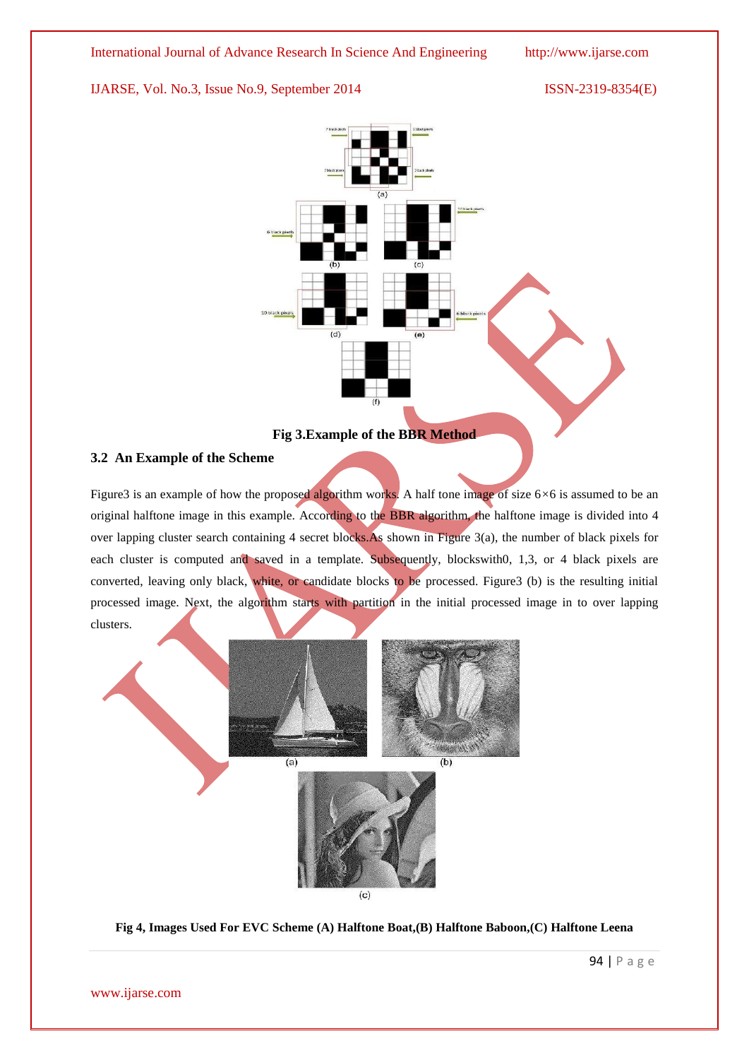**Fig 3.Example of the BBR Method**

## 3.2 An Example of the Scheme

Figure3 is an example of how the proposed algorithm works. A half tone image of size 6×6 is assumed to be an original halftone image in this example. According to the BBR algorithm, the halftone image is divided into 4 over lapping cluster search containing 4 secret blocks.As shown in Figure 3(a), the number of black pixels for each cluster is computed and saved in a template. Subsequently, blockswith0, 1,3, or 4 black pixels are converted, leaving only black, white, or candidate blocks to be processed. Figure3 (b) is the resulting initial processed image. Next, the algorithm starts with partition in the initial processed image in to over lapping clusters.

**Fig 4, Images Used For EVC Scheme (A) Halftone Boat,(B) Halftone Baboon,(C) Halftone Leena**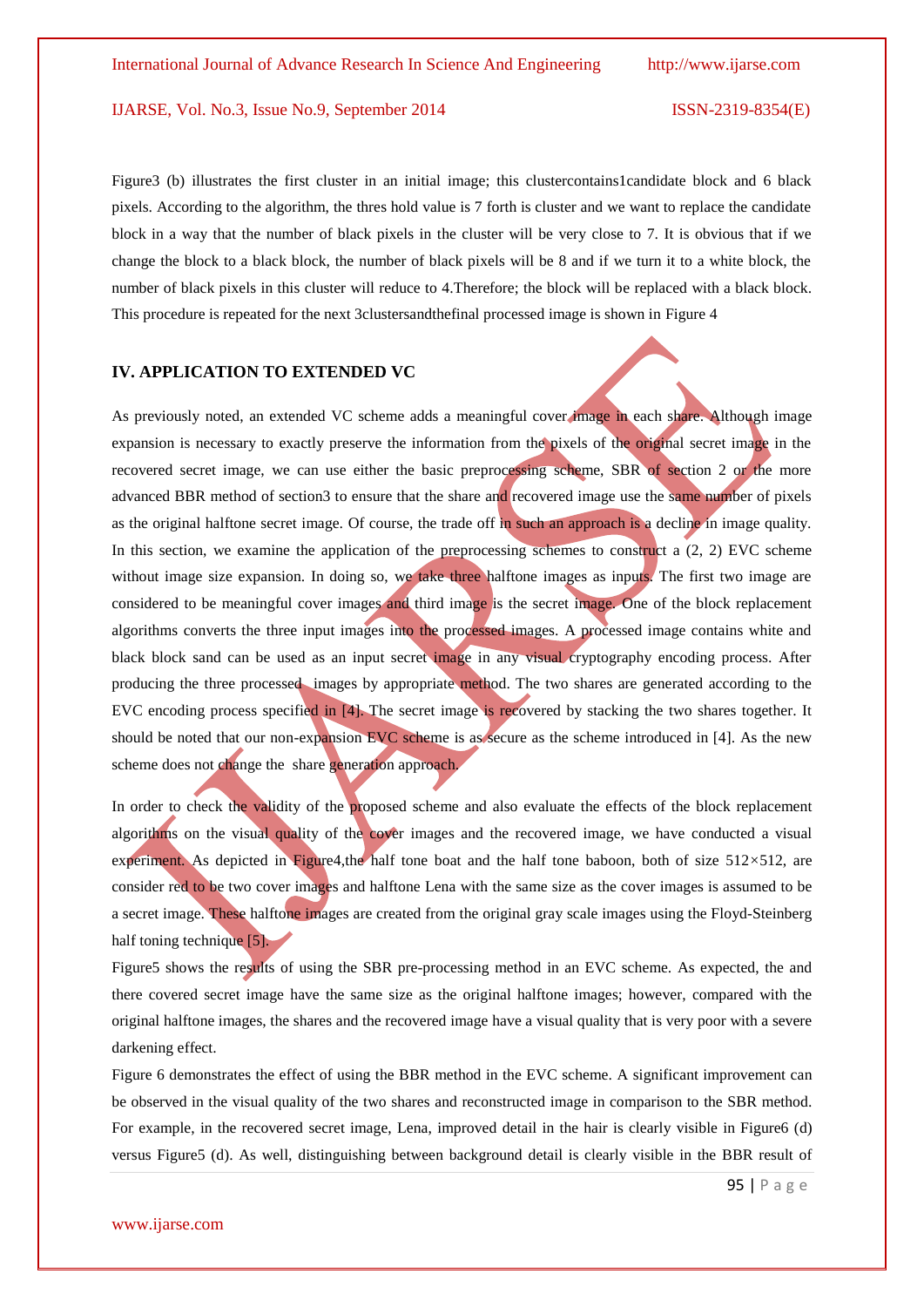Figure3 (b) illustrates the first cluster in an initial image; this clustercontains1candidate block and 6 black pixels. According to the algorithm, the thres hold value is 7 forth is cluster and we want to replace the candidate block in a way that the number of black pixels in the cluster will be very close to 7. It is obvious that if we change the block to a black block, the number of black pixels will be 8 and if we turn it to a white block, the number of black pixels in this cluster will reduce to 4.Therefore; the block will be replaced with a black block. This procedure is repeated for the next 3clustersandthefinal processed image is shown in Figure 4

## IV. APPLICATION TO EXTENDED VC

As previously noted, an extended VC scheme adds a meaningful cover image in each share. Although image expansion is necessary to exactly preserve the information from the pixels of the original secret image in the recovered secret image, we can use either the basic preprocessing scheme, SBR of section 2 or the more advanced BBR method of section3 to ensure that the share and recovered image use the same number of pixels as the original halftone secret image. Of course, the trade off in such an approach is a decline in image quality. In this section, we examine the application of the preprocessing schemes to construct a (2, 2) EVC scheme without image size expansion. In doing so, we take three halftone images as inputs. The first two image are considered to be meaningful cover images and third image is the secret image. One of the block replacement algorithms converts the three input images into the processed images. A processed image contains white and black block sand can be used as an input secret image in any visual cryptography encoding process. After producing the three processed images by appropriate method. The two shares are generated according to the EVC encoding process specified in [4]. The secret image is recovered by stacking the two shares together. It should be noted that our non-expansion EVC scheme is as secure as the scheme introduced in [4]. As the new scheme does not change the share generation approach.

In order to check the validity of the proposed scheme and also evaluate the effects of the block replacement algorithms on the visual quality of the cover images and the recovered image, we have conducted a visual experiment. As depicted in Figure4,the half tone boat and the half tone baboon, both of size 512×512, are consider red to be two cover images and halftone Lena with the same size as the cover images is assumed to be a secret image. These halftone images are created from the original gray scale images using the Floyd-Steinberg half toning technique [5].

Figure5 shows the results of using the SBR pre-processing method in an EVC scheme. As expected, the and there covered secret image have the same size as the original halftone images; however, compared with the original halftone images, the shares and the recovered image have a visual quality that is very poor with a severe darkening effect.

Figure 6 demonstrates the effect of using the BBR method in the EVC scheme. A significant improvement can be observed in the visual quality of the two shares and reconstructed image in comparison to the SBR method. For example, in the recovered secret image, Lena, improved detail in the hair is clearly visible in Figure6 (d) versus Figure5 (d). As well, distinguishing between background detail is clearly visible in the BBR result of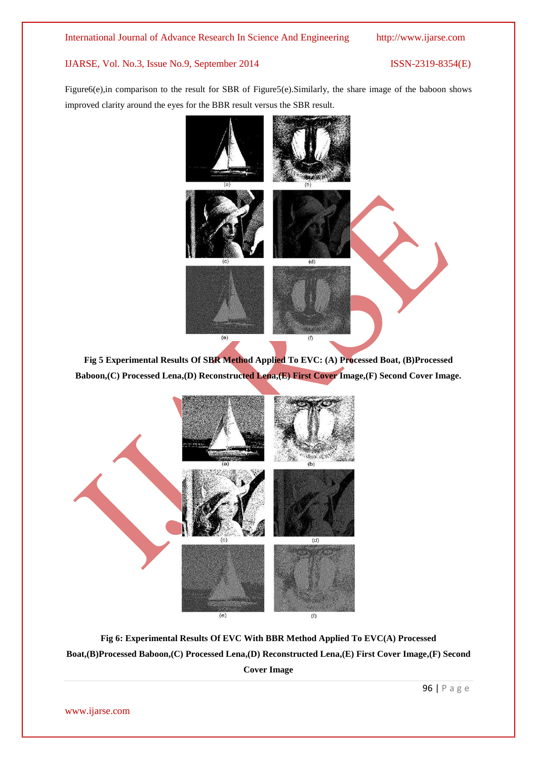Figure6(e),in comparison to the result for SBR of Figure5(e).Similarly, the share image of the baboon shows improved clarity around the eyes for the BBR result versus the SBR result.

**Fig 5 Experimental Results Of SBR Method Applied To EVC: (A) Processed Boat, (B)Processed Baboon,(C) Processed Lena,(D) Reconstructed Lena,(E) First Cover Image,(F) Second Cover Image.**

**Fig 6: Experimental Results Of EVC With BBR Method Applied To EVC(A) Processed Boat,(B)Processed Baboon,(C) Processed Lena,(D) Reconstructed Lena,(E) First Cover Image,(F) Second Cover Image**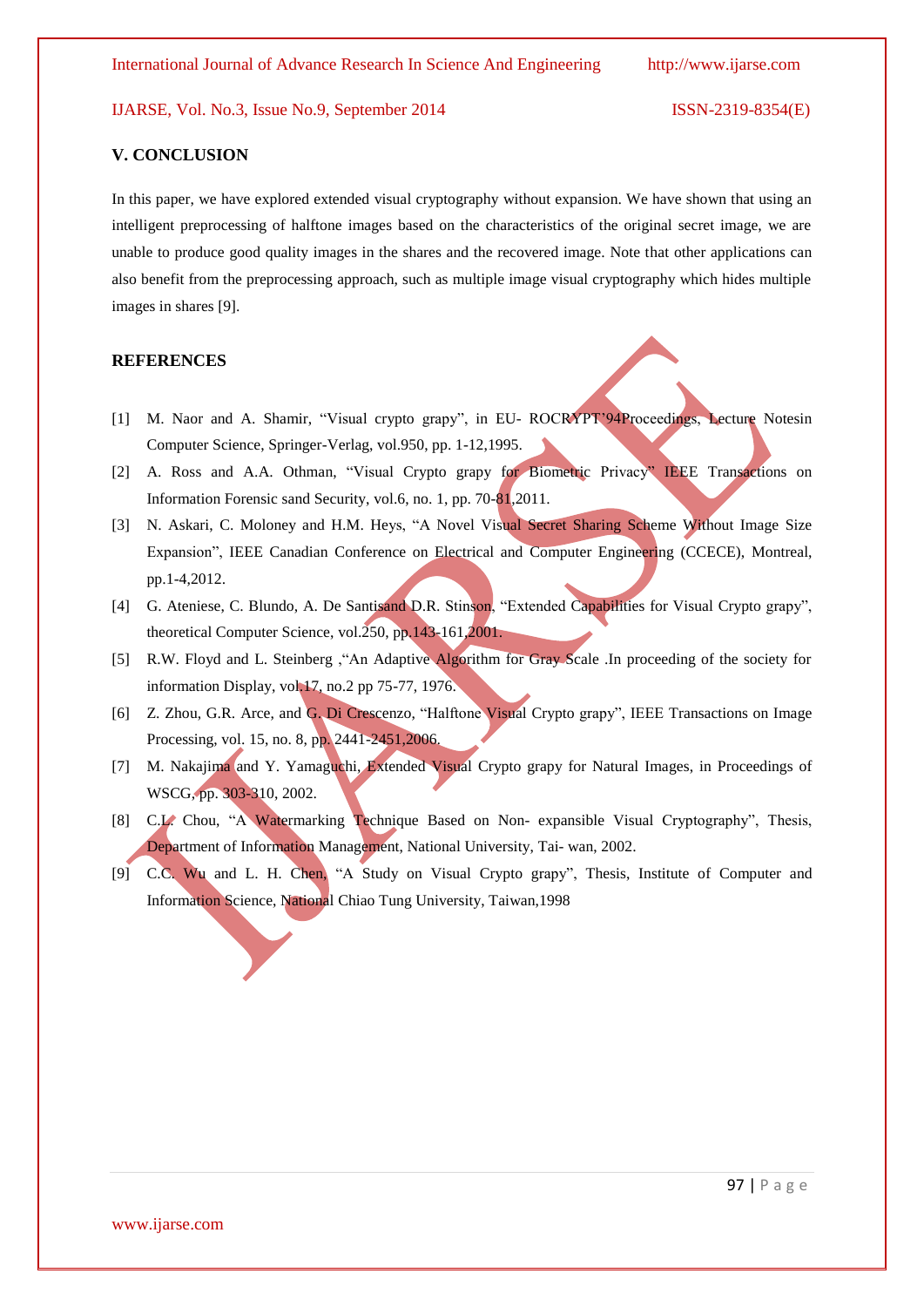## V. CONCLUSION

In this paper, we have explored extended visual cryptography without expansion. We have shown that using an intelligent preprocessing of halftone images based on the characteristics of the original secret image, we are unable to produce good quality images in the shares and the recovered image. Note that other applications can also benefit from the preprocessing approach, such as multiple image visual cryptography which hides multiple images in shares [9].

## REFERENCES

[1] M. Naor and A. Shamir, "Visual crypto grapy", in EU- ROCRYPT'94Proceedings, Lecture Notesin Computer Science, Springer-Verlag, vol.950, pp. 1-12,1995.

[2] A. Ross and A.A. Othman, "Visual Crypto grapy for Biometric Privacy" IEEE Transactions on Information Forensic sand Security, vol.6, no. 1, pp. 70-81,2011.

[3] N. Askari, C. Moloney and H.M. Heys, "A Novel Visual Secret Sharing Scheme Without Image Size Expansion", IEEE Canadian Conference on Electrical and Computer Engineering (CCECE), Montreal, pp.1-4,2012.

[4] G. Ateniese, C. Blundo, A. De Santisand D.R. Stinson, "Extended Capabilities for Visual Crypto grapy", theoretical Computer Science, vol.250, pp.143-161,2001.

[5] R.W. Floyd and L. Steinberg ,"An Adaptive Algorithm for Gray Scale .In proceeding of the society for information Display, vol.17, no.2 pp 75-77, 1976.

[6] Z. Zhou, G.R. Arce, and G. Di Crescenzo, "Halftone Visual Crypto grapy", IEEE Transactions on Image Processing, vol. 15, no. 8, pp. 2441-2451,2006.

[7] M. Nakajima and Y. Yamaguchi, Extended Visual Crypto grapy for Natural Images, in Proceedings of WSCG, pp. 303-310, 2002.

[8] C.L. Chou, "A Watermarking Technique Based on Non- expansible Visual Cryptography", Thesis, Department of Information Management, National University, Tai- wan, 2002.

[9] C.C. Wu and L. H. Chen, "A Study on Visual Crypto grapy", Thesis, Institute of Computer and Information Science, National Chiao Tung University, Taiwan,1998